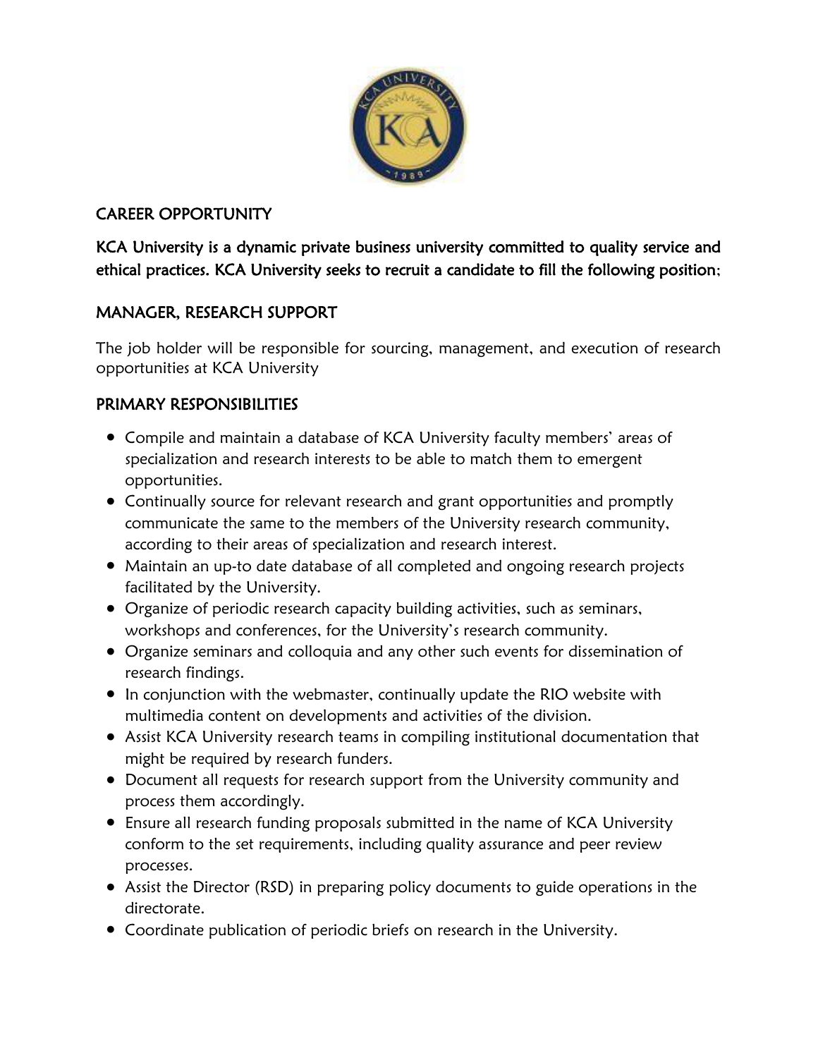## CAREER OPPORTUNITY

**KCA University is a dynamic private business university committed to quality service and ethical practices. KCA University seeks to recruit a candidate to fill the following position;**

## MANAGER, RESEARCH SUPPORT

The job holder will be responsible for sourcing, management, and execution of research opportunities at KCA University

## PRIMARY RESPONSIBILITIES

- Compile and maintain a database of KCA University faculty members' areas of specialization and research interests to be able to match them to emergent opportunities.
- Continually source for relevant research and grant opportunities and promptly communicate the same to the members of the University research community, according to their areas of specialization and research interest.
- Maintain an up-to date database of all completed and ongoing research projects facilitated by the University.
- Organize of periodic research capacity building activities, such as seminars, workshops and conferences, for the University's research community.
- Organize seminars and colloquia and any other such events for dissemination of research findings.
- In conjunction with the webmaster, continually update the RIO website with multimedia content on developments and activities of the division.
- Assist KCA University research teams in compiling institutional documentation that might be required by research funders.
- Document all requests for research support from the University community and process them accordingly.
- Ensure all research funding proposals submitted in the name of KCA University conform to the set requirements, including quality assurance and peer review processes.
- Assist the Director (RSD) in preparing policy documents to guide operations in the directorate.
- Coordinate publication of periodic briefs on research in the University.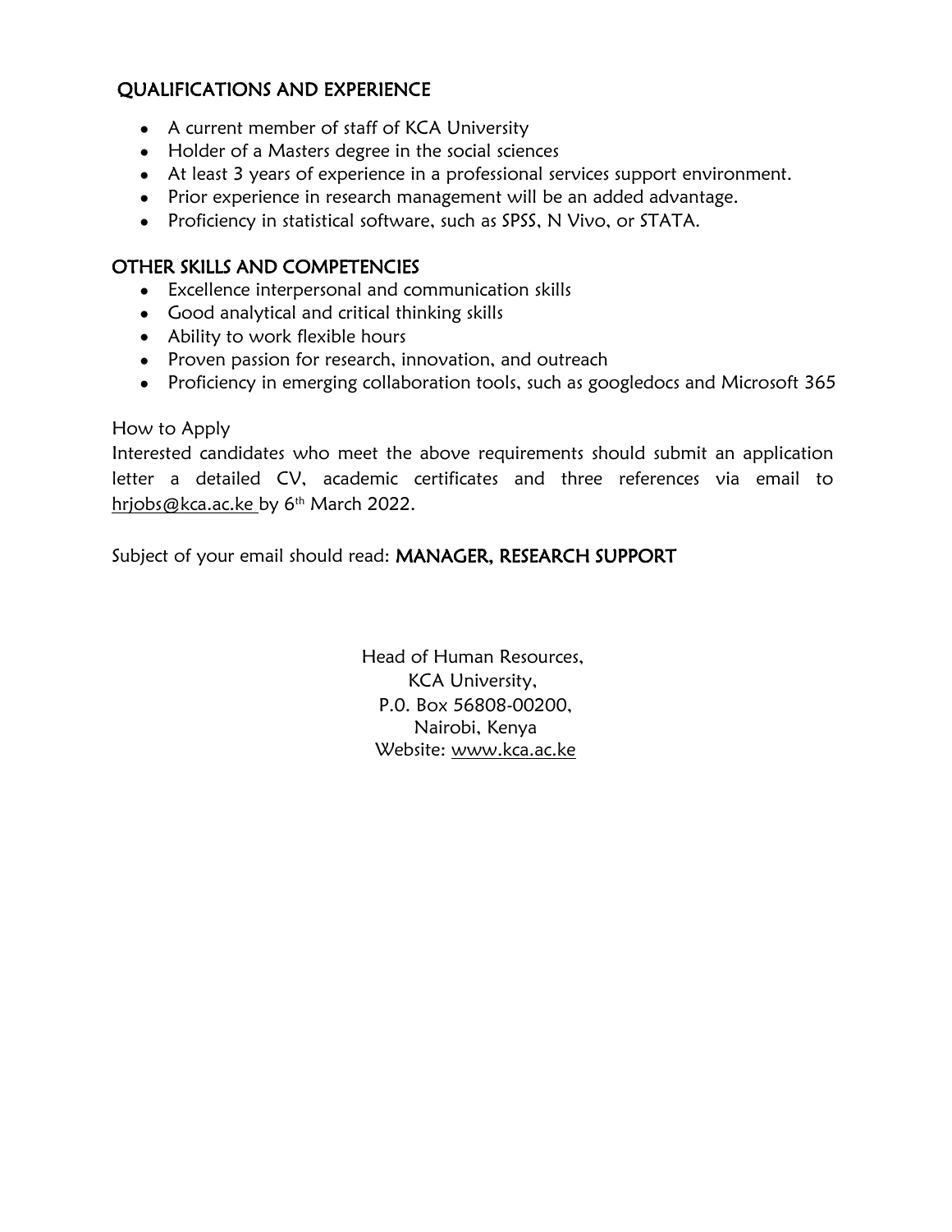## QUALIFICATIONS AND EXPERIENCE

- A current member of staff of KCA University
- Holder of a Masters degree in the social sciences
- At least 3 years of experience in a professional services support environment.
- Prior experience in research management will be an added advantage.
- Proficiency in statistical software, such as SPSS, N Vivo, or STATA.

## OTHER SKILLS AND COMPETENCIES

- Excellence interpersonal and communication skills
- Good analytical and critical thinking skills
- Ability to work flexible hours
- Proven passion for research, innovation, and outreach
- Proficiency in emerging collaboration tools, such as googledocs and Microsoft 365

How to Apply

Interested candidates who meet the above requirements should submit an application letter a detailed CV, academic certificates and three references via email to hrjobs@kca.ac.ke by 6th March 2022.

Subject of your email should read: **MANAGER, RESEARCH SUPPORT**

Head of Human Resources,
KCA University,
P.0. Box 56808-00200,
Nairobi, Kenya
Website: www.kca.ac.ke